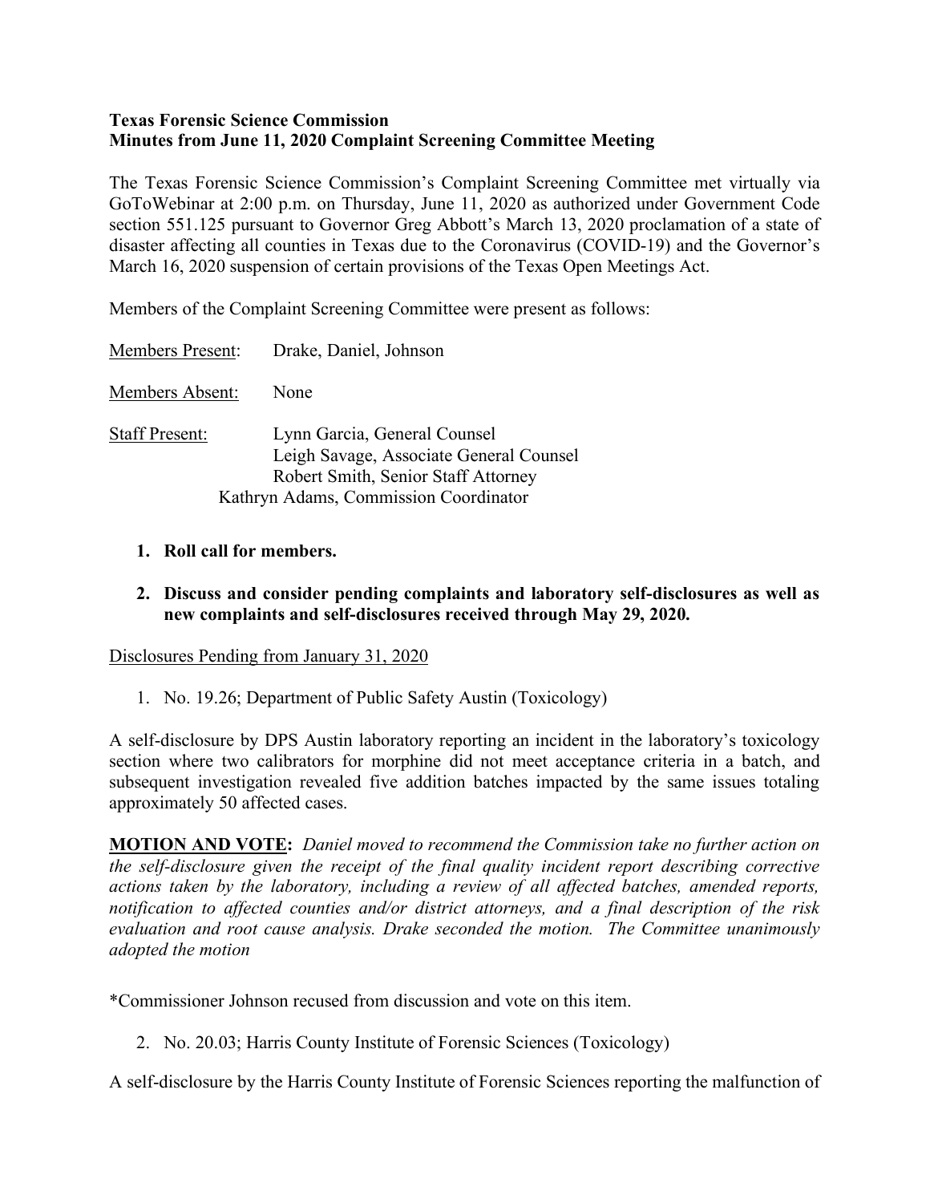**Texas Forensic Science Commission**
**Minutes from June 11, 2020 Complaint Screening Committee Meeting**

The Texas Forensic Science Commission's Complaint Screening Committee met virtually via GoToWebinar at 2:00 p.m. on Thursday, June 11, 2020 as authorized under Government Code section 551.125 pursuant to Governor Greg Abbott's March 13, 2020 proclamation of a state of disaster affecting all counties in Texas due to the Coronavirus (COVID-19) and the Governor's March 16, 2020 suspension of certain provisions of the Texas Open Meetings Act.

Members of the Complaint Screening Committee were present as follows:

<u>Members Present</u>: Drake, Daniel, Johnson

<u>Members Absent</u>: None

<u>Staff Present</u>: Lynn Garcia, General Counsel
Leigh Savage, Associate General Counsel
Robert Smith, Senior Staff Attorney
Kathryn Adams, Commission Coordinator

1. **Roll call for members.**

2. **Discuss and consider pending complaints and laboratory self-disclosures as well as new complaints and self-disclosures received through May 29, 2020.**

<u>Disclosures Pending from January 31, 2020</u>

1. No. 19.26; Department of Public Safety Austin (Toxicology)

A self-disclosure by DPS Austin laboratory reporting an incident in the laboratory's toxicology section where two calibrators for morphine did not meet acceptance criteria in a batch, and subsequent investigation revealed five addition batches impacted by the same issues totaling approximately 50 affected cases.

**<u>MOTION AND VOTE</u>:** *Daniel moved to recommend the Commission take no further action on the self-disclosure given the receipt of the final quality incident report describing corrective actions taken by the laboratory, including a review of all affected batches, amended reports, notification to affected counties and/or district attorneys, and a final description of the risk evaluation and root cause analysis. Drake seconded the motion. The Committee unanimously adopted the motion*

*Commissioner Johnson recused from discussion and vote on this item.

2. No. 20.03; Harris County Institute of Forensic Sciences (Toxicology)

A self-disclosure by the Harris County Institute of Forensic Sciences reporting the malfunction of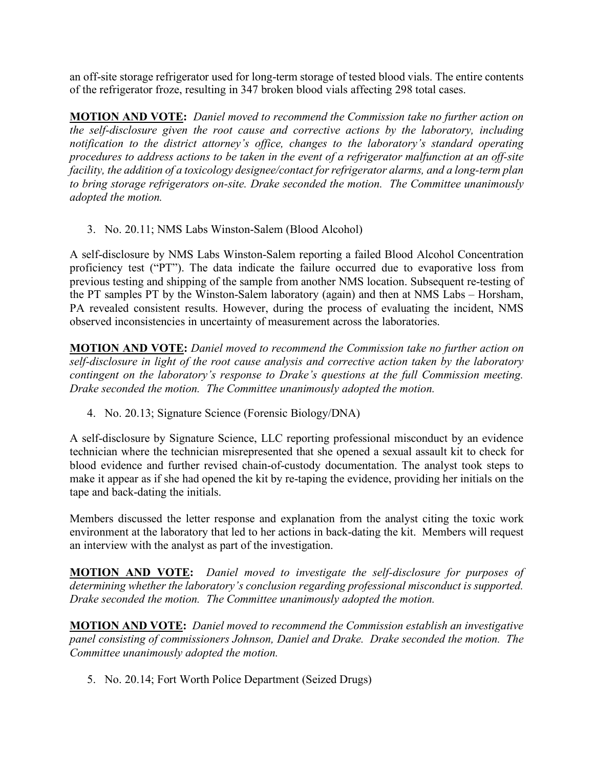an off-site storage refrigerator used for long-term storage of tested blood vials. The entire contents of the refrigerator froze, resulting in 347 broken blood vials affecting 298 total cases.

**MOTION AND VOTE:** *Daniel moved to recommend the Commission take no further action on the self-disclosure given the root cause and corrective actions by the laboratory, including notification to the district attorney's office, changes to the laboratory's standard operating procedures to address actions to be taken in the event of a refrigerator malfunction at an off-site facility, the addition of a toxicology designee/contact for refrigerator alarms, and a long-term plan to bring storage refrigerators on-site. Drake seconded the motion. The Committee unanimously adopted the motion.*

3. No. 20.11; NMS Labs Winston-Salem (Blood Alcohol)

A self-disclosure by NMS Labs Winston-Salem reporting a failed Blood Alcohol Concentration proficiency test ("PT"). The data indicate the failure occurred due to evaporative loss from previous testing and shipping of the sample from another NMS location. Subsequent re-testing of the PT samples PT by the Winston-Salem laboratory (again) and then at NMS Labs – Horsham, PA revealed consistent results. However, during the process of evaluating the incident, NMS observed inconsistencies in uncertainty of measurement across the laboratories.

**MOTION AND VOTE:** *Daniel moved to recommend the Commission take no further action on self-disclosure in light of the root cause analysis and corrective action taken by the laboratory contingent on the laboratory's response to Drake's questions at the full Commission meeting. Drake seconded the motion. The Committee unanimously adopted the motion.*

4. No. 20.13; Signature Science (Forensic Biology/DNA)

A self-disclosure by Signature Science, LLC reporting professional misconduct by an evidence technician where the technician misrepresented that she opened a sexual assault kit to check for blood evidence and further revised chain-of-custody documentation. The analyst took steps to make it appear as if she had opened the kit by re-taping the evidence, providing her initials on the tape and back-dating the initials.

Members discussed the letter response and explanation from the analyst citing the toxic work environment at the laboratory that led to her actions in back-dating the kit. Members will request an interview with the analyst as part of the investigation.

**MOTION AND VOTE:** *Daniel moved to investigate the self-disclosure for purposes of determining whether the laboratory's conclusion regarding professional misconduct is supported. Drake seconded the motion. The Committee unanimously adopted the motion.*

**MOTION AND VOTE:** *Daniel moved to recommend the Commission establish an investigative panel consisting of commissioners Johnson, Daniel and Drake. Drake seconded the motion. The Committee unanimously adopted the motion.*

5. No. 20.14; Fort Worth Police Department (Seized Drugs)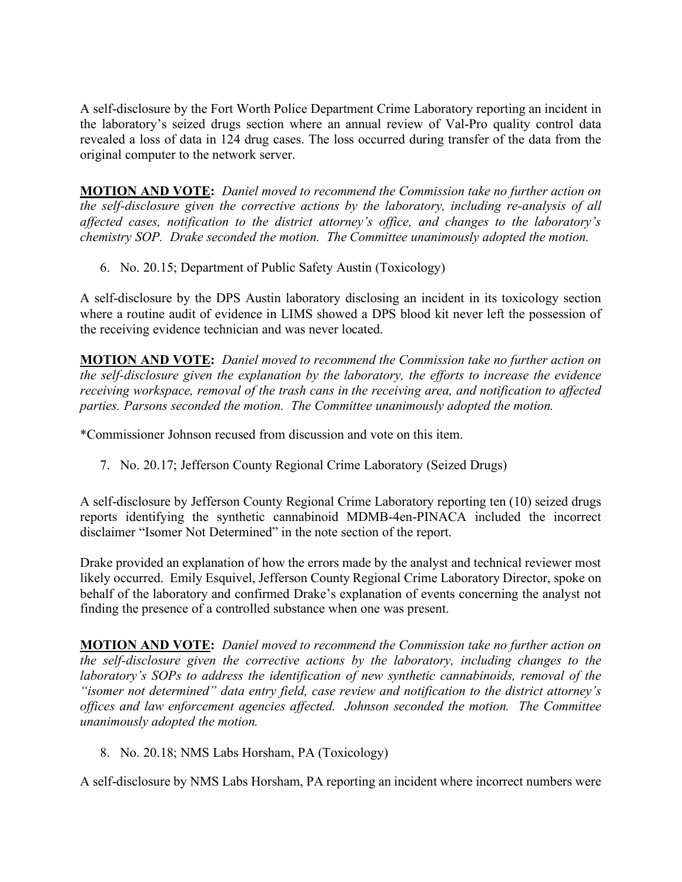A self-disclosure by the Fort Worth Police Department Crime Laboratory reporting an incident in the laboratory's seized drugs section where an annual review of Val-Pro quality control data revealed a loss of data in 124 drug cases. The loss occurred during transfer of the data from the original computer to the network server.

**MOTION AND VOTE:** *Daniel moved to recommend the Commission take no further action on the self-disclosure given the corrective actions by the laboratory, including re-analysis of all affected cases, notification to the district attorney's office, and changes to the laboratory's chemistry SOP. Drake seconded the motion. The Committee unanimously adopted the motion.*

6. No. 20.15; Department of Public Safety Austin (Toxicology)

A self-disclosure by the DPS Austin laboratory disclosing an incident in its toxicology section where a routine audit of evidence in LIMS showed a DPS blood kit never left the possession of the receiving evidence technician and was never located.

**MOTION AND VOTE:** *Daniel moved to recommend the Commission take no further action on the self-disclosure given the explanation by the laboratory, the efforts to increase the evidence receiving workspace, removal of the trash cans in the receiving area, and notification to affected parties. Parsons seconded the motion. The Committee unanimously adopted the motion.*

*Commissioner Johnson recused from discussion and vote on this item.

7. No. 20.17; Jefferson County Regional Crime Laboratory (Seized Drugs)

A self-disclosure by Jefferson County Regional Crime Laboratory reporting ten (10) seized drugs reports identifying the synthetic cannabinoid MDMB-4en-PINACA included the incorrect disclaimer "Isomer Not Determined" in the note section of the report.

Drake provided an explanation of how the errors made by the analyst and technical reviewer most likely occurred. Emily Esquivel, Jefferson County Regional Crime Laboratory Director, spoke on behalf of the laboratory and confirmed Drake's explanation of events concerning the analyst not finding the presence of a controlled substance when one was present.

**MOTION AND VOTE:** *Daniel moved to recommend the Commission take no further action on the self-disclosure given the corrective actions by the laboratory, including changes to the laboratory's SOPs to address the identification of new synthetic cannabinoids, removal of the "isomer not determined" data entry field, case review and notification to the district attorney's offices and law enforcement agencies affected. Johnson seconded the motion. The Committee unanimously adopted the motion.*

8. No. 20.18; NMS Labs Horsham, PA (Toxicology)

A self-disclosure by NMS Labs Horsham, PA reporting an incident where incorrect numbers were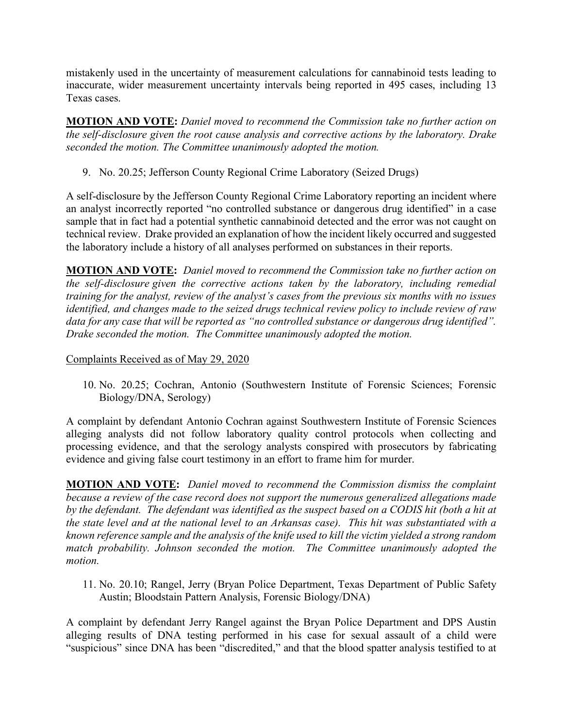mistakenly used in the uncertainty of measurement calculations for cannabinoid tests leading to inaccurate, wider measurement uncertainty intervals being reported in 495 cases, including 13 Texas cases.

**MOTION AND VOTE:** *Daniel moved to recommend the Commission take no further action on the self-disclosure given the root cause analysis and corrective actions by the laboratory. Drake seconded the motion. The Committee unanimously adopted the motion.*

9. No. 20.25; Jefferson County Regional Crime Laboratory (Seized Drugs)

A self-disclosure by the Jefferson County Regional Crime Laboratory reporting an incident where an analyst incorrectly reported "no controlled substance or dangerous drug identified" in a case sample that in fact had a potential synthetic cannabinoid detected and the error was not caught on technical review. Drake provided an explanation of how the incident likely occurred and suggested the laboratory include a history of all analyses performed on substances in their reports.

**MOTION AND VOTE:** *Daniel moved to recommend the Commission take no further action on the self-disclosure given the corrective actions taken by the laboratory, including remedial training for the analyst, review of the analyst's cases from the previous six months with no issues identified, and changes made to the seized drugs technical review policy to include review of raw data for any case that will be reported as "no controlled substance or dangerous drug identified". Drake seconded the motion. The Committee unanimously adopted the motion.*

Complaints Received as of May 29, 2020

10. No. 20.25; Cochran, Antonio (Southwestern Institute of Forensic Sciences; Forensic Biology/DNA, Serology)

A complaint by defendant Antonio Cochran against Southwestern Institute of Forensic Sciences alleging analysts did not follow laboratory quality control protocols when collecting and processing evidence, and that the serology analysts conspired with prosecutors by fabricating evidence and giving false court testimony in an effort to frame him for murder.

**MOTION AND VOTE:** *Daniel moved to recommend the Commission dismiss the complaint because a review of the case record does not support the numerous generalized allegations made by the defendant. The defendant was identified as the suspect based on a CODIS hit (both a hit at the state level and at the national level to an Arkansas case). This hit was substantiated with a known reference sample and the analysis of the knife used to kill the victim yielded a strong random match probability. Johnson seconded the motion. The Committee unanimously adopted the motion.*

11. No. 20.10; Rangel, Jerry (Bryan Police Department, Texas Department of Public Safety Austin; Bloodstain Pattern Analysis, Forensic Biology/DNA)

A complaint by defendant Jerry Rangel against the Bryan Police Department and DPS Austin alleging results of DNA testing performed in his case for sexual assault of a child were "suspicious" since DNA has been "discredited," and that the blood spatter analysis testified to at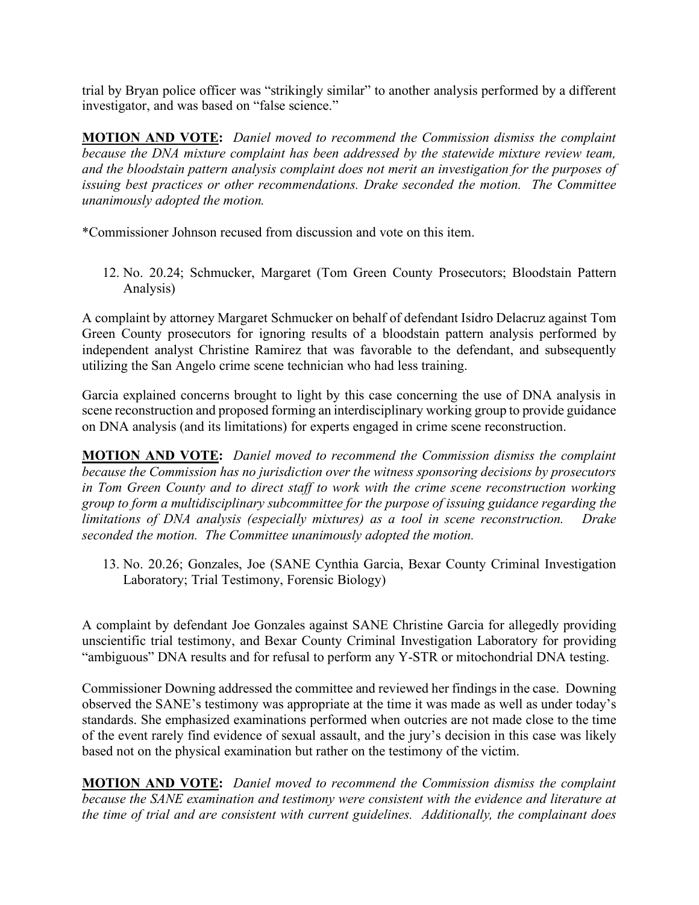trial by Bryan police officer was "strikingly similar" to another analysis performed by a different investigator, and was based on "false science."

**MOTION AND VOTE:** *Daniel moved to recommend the Commission dismiss the complaint because the DNA mixture complaint has been addressed by the statewide mixture review team, and the bloodstain pattern analysis complaint does not merit an investigation for the purposes of issuing best practices or other recommendations. Drake seconded the motion. The Committee unanimously adopted the motion.*

*Commissioner Johnson recused from discussion and vote on this item.

12. No. 20.24; Schmucker, Margaret (Tom Green County Prosecutors; Bloodstain Pattern Analysis)

A complaint by attorney Margaret Schmucker on behalf of defendant Isidro Delacruz against Tom Green County prosecutors for ignoring results of a bloodstain pattern analysis performed by independent analyst Christine Ramirez that was favorable to the defendant, and subsequently utilizing the San Angelo crime scene technician who had less training.

Garcia explained concerns brought to light by this case concerning the use of DNA analysis in scene reconstruction and proposed forming an interdisciplinary working group to provide guidance on DNA analysis (and its limitations) for experts engaged in crime scene reconstruction.

**MOTION AND VOTE:** *Daniel moved to recommend the Commission dismiss the complaint because the Commission has no jurisdiction over the witness sponsoring decisions by prosecutors in Tom Green County and to direct staff to work with the crime scene reconstruction working group to form a multidisciplinary subcommittee for the purpose of issuing guidance regarding the limitations of DNA analysis (especially mixtures) as a tool in scene reconstruction. Drake seconded the motion. The Committee unanimously adopted the motion.*

13. No. 20.26; Gonzales, Joe (SANE Cynthia Garcia, Bexar County Criminal Investigation Laboratory; Trial Testimony, Forensic Biology)

A complaint by defendant Joe Gonzales against SANE Christine Garcia for allegedly providing unscientific trial testimony, and Bexar County Criminal Investigation Laboratory for providing "ambiguous" DNA results and for refusal to perform any Y-STR or mitochondrial DNA testing.

Commissioner Downing addressed the committee and reviewed her findings in the case. Downing observed the SANE's testimony was appropriate at the time it was made as well as under today's standards. She emphasized examinations performed when outcries are not made close to the time of the event rarely find evidence of sexual assault, and the jury's decision in this case was likely based not on the physical examination but rather on the testimony of the victim.

**MOTION AND VOTE:** *Daniel moved to recommend the Commission dismiss the complaint because the SANE examination and testimony were consistent with the evidence and literature at the time of trial and are consistent with current guidelines. Additionally, the complainant does*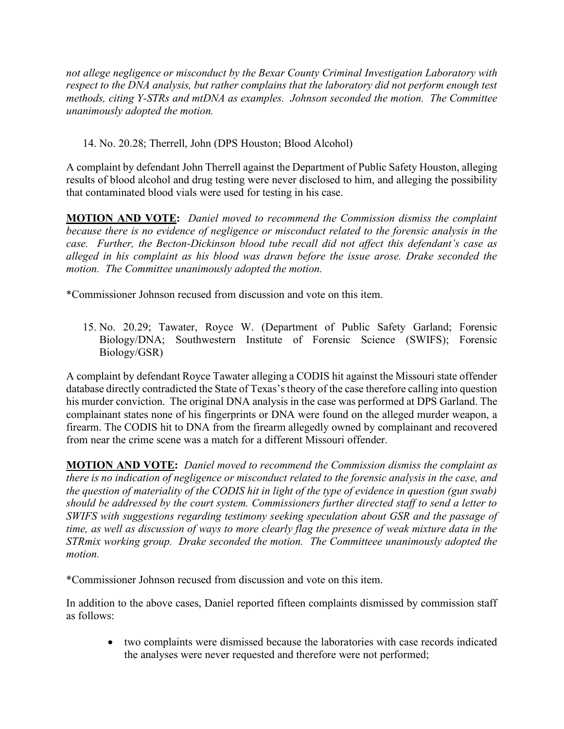*not allege negligence or misconduct by the Bexar County Criminal Investigation Laboratory with respect to the DNA analysis, but rather complains that the laboratory did not perform enough test methods, citing Y-STRs and mtDNA as examples. Johnson seconded the motion. The Committee unanimously adopted the motion.*

14. No. 20.28; Therrell, John (DPS Houston; Blood Alcohol)

A complaint by defendant John Therrell against the Department of Public Safety Houston, alleging results of blood alcohol and drug testing were never disclosed to him, and alleging the possibility that contaminated blood vials were used for testing in his case.

**MOTION AND VOTE:** *Daniel moved to recommend the Commission dismiss the complaint because there is no evidence of negligence or misconduct related to the forensic analysis in the case. Further, the Becton-Dickinson blood tube recall did not affect this defendant's case as alleged in his complaint as his blood was drawn before the issue arose. Drake seconded the motion. The Committee unanimously adopted the motion.*

*Commissioner Johnson recused from discussion and vote on this item.

15. No. 20.29; Tawater, Royce W. (Department of Public Safety Garland; Forensic Biology/DNA; Southwestern Institute of Forensic Science (SWIFS); Forensic Biology/GSR)

A complaint by defendant Royce Tawater alleging a CODIS hit against the Missouri state offender database directly contradicted the State of Texas's theory of the case therefore calling into question his murder conviction. The original DNA analysis in the case was performed at DPS Garland. The complainant states none of his fingerprints or DNA were found on the alleged murder weapon, a firearm. The CODIS hit to DNA from the firearm allegedly owned by complainant and recovered from near the crime scene was a match for a different Missouri offender.

**MOTION AND VOTE:** *Daniel moved to recommend the Commission dismiss the complaint as there is no indication of negligence or misconduct related to the forensic analysis in the case, and the question of materiality of the CODIS hit in light of the type of evidence in question (gun swab) should be addressed by the court system. Commissioners further directed staff to send a letter to SWIFS with suggestions regarding testimony seeking speculation about GSR and the passage of time, as well as discussion of ways to more clearly flag the presence of weak mixture data in the STRmix working group. Drake seconded the motion. The Committeee unanimously adopted the motion.*

*Commissioner Johnson recused from discussion and vote on this item.

In addition to the above cases, Daniel reported fifteen complaints dismissed by commission staff as follows:

- two complaints were dismissed because the laboratories with case records indicated the analyses were never requested and therefore were not performed;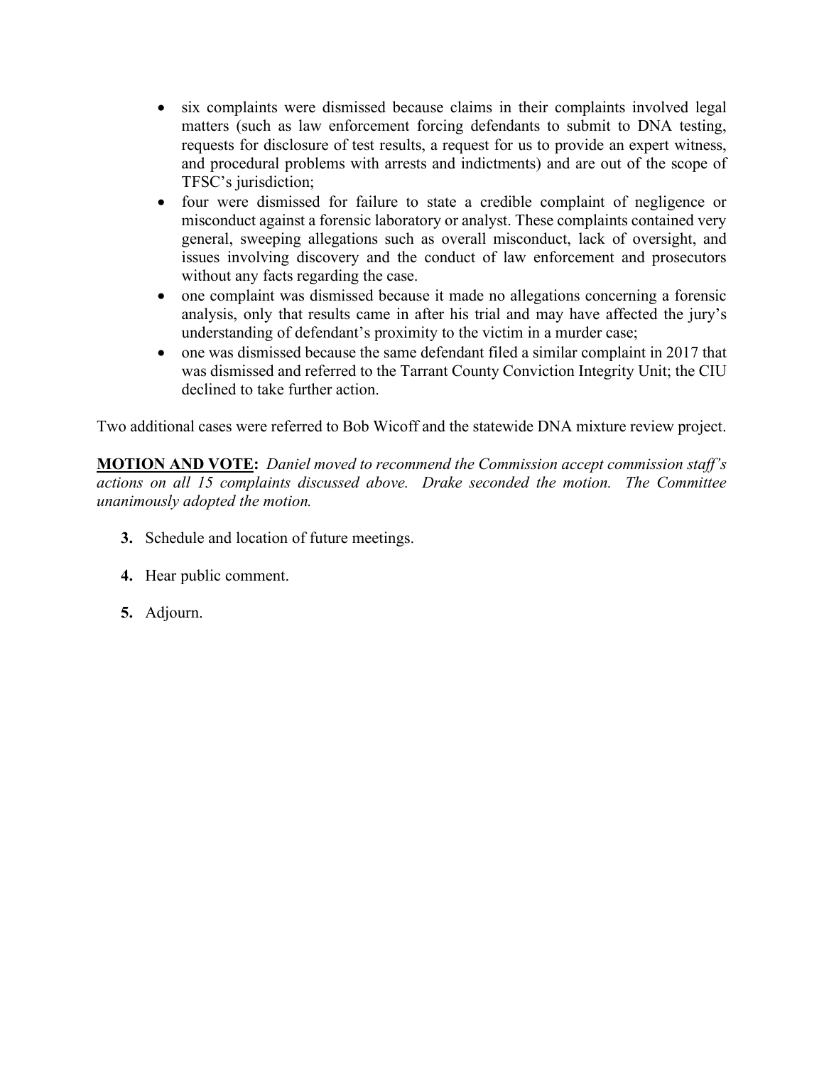- six complaints were dismissed because claims in their complaints involved legal matters (such as law enforcement forcing defendants to submit to DNA testing, requests for disclosure of test results, a request for us to provide an expert witness, and procedural problems with arrests and indictments) and are out of the scope of TFSC's jurisdiction;
- four were dismissed for failure to state a credible complaint of negligence or misconduct against a forensic laboratory or analyst. These complaints contained very general, sweeping allegations such as overall misconduct, lack of oversight, and issues involving discovery and the conduct of law enforcement and prosecutors without any facts regarding the case.
- one complaint was dismissed because it made no allegations concerning a forensic analysis, only that results came in after his trial and may have affected the jury's understanding of defendant's proximity to the victim in a murder case;
- one was dismissed because the same defendant filed a similar complaint in 2017 that was dismissed and referred to the Tarrant County Conviction Integrity Unit; the CIU declined to take further action.

Two additional cases were referred to Bob Wicoff and the statewide DNA mixture review project.

**MOTION AND VOTE:** *Daniel moved to recommend the Commission accept commission staff's actions on all 15 complaints discussed above. Drake seconded the motion. The Committee unanimously adopted the motion.*

3. Schedule and location of future meetings.

4. Hear public comment.

5. Adjourn.